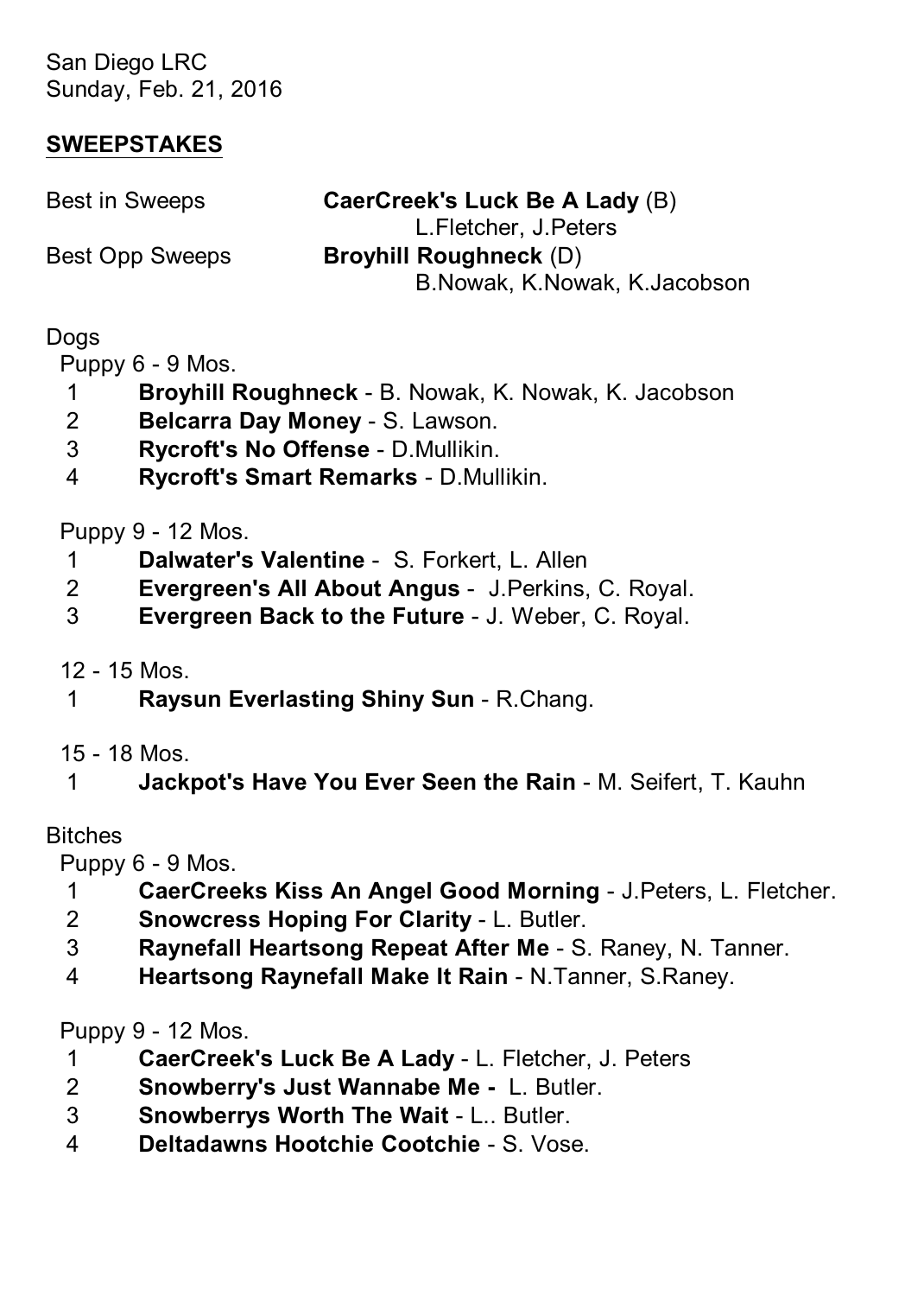San Diego LRC
Sunday, Feb. 21, 2016

## SWEEPSTAKES

Best in Sweeps **CaerCreek's Luck Be A Lady** (B)
L.Fletcher, J.Peters

Best Opp Sweeps **Broyhill Roughneck** (D)
B.Nowak, K.Nowak, K.Jacobson

Dogs

Puppy 6 - 9 Mos.

1 **Broyhill Roughneck** - B. Nowak, K. Nowak, K. Jacobson
2 **Belcarra Day Money** - S. Lawson.
3 **Rycroft's No Offense** - D.Mullikin.
4 **Rycroft's Smart Remarks** - D.Mullikin.

Puppy 9 - 12 Mos.

1 **Dalwater's Valentine** - S. Forkert, L. Allen
2 **Evergreen's All About Angus** - J.Perkins, C. Royal.
3 **Evergreen Back to the Future** - J. Weber, C. Royal.

12 - 15 Mos.

1 **Raysun Everlasting Shiny Sun** - R.Chang.

15 - 18 Mos.

1 **Jackpot's Have You Ever Seen the Rain** - M. Seifert, T. Kauhn

Bitches

Puppy 6 - 9 Mos.

1 **CaerCreeks Kiss An Angel Good Morning** - J.Peters, L. Fletcher.
2 **Snowcress Hoping For Clarity** - L. Butler.
3 **Raynefall Heartsong Repeat After Me** - S. Raney, N. Tanner.
4 **Heartsong Raynefall Make It Rain** - N.Tanner, S.Raney.

Puppy 9 - 12 Mos.

1 **CaerCreek's Luck Be A Lady** - L. Fletcher, J. Peters
2 **Snowberry's Just Wannabe Me -** L. Butler.
3 **Snowberrys Worth The Wait** - L.. Butler.
4 **Deltadawns Hootchie Cootchie** - S. Vose.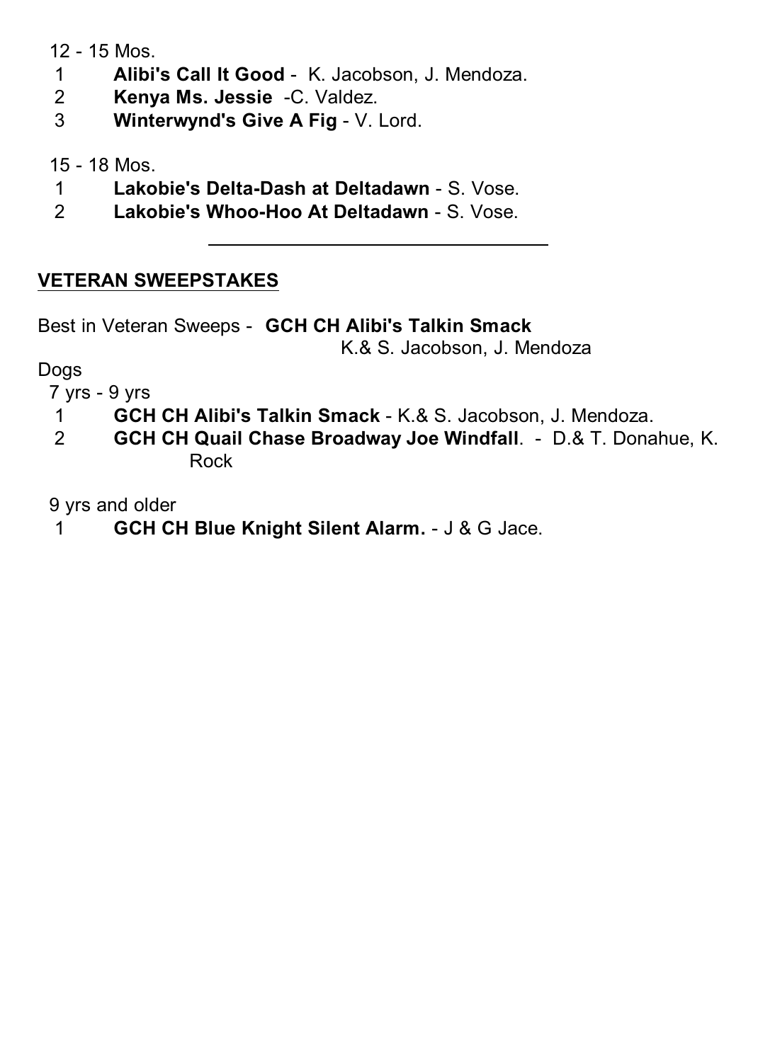12 - 15 Mos.

1 **Alibi's Call It Good** - K. Jacobson, J. Mendoza.
2 **Kenya Ms. Jessie** -C. Valdez.
3 **Winterwynd's Give A Fig** - V. Lord.

15 - 18 Mos.

1 **Lakobie's Delta-Dash at Deltadawn** - S. Vose.
2 **Lakobie's Whoo-Hoo At Deltadawn** - S. Vose.

---

## VETERAN SWEEPSTAKES

Best in Veteran Sweeps - **GCH CH Alibi's Talkin Smack**
K.& S. Jacobson, J. Mendoza

Dogs

7 yrs - 9 yrs

1 **GCH CH Alibi's Talkin Smack** - K.& S. Jacobson, J. Mendoza.
2 **GCH CH Quail Chase Broadway Joe Windfall**. - D.& T. Donahue, K. Rock

9 yrs and older

1 **GCH CH Blue Knight Silent Alarm.** - J & G Jace.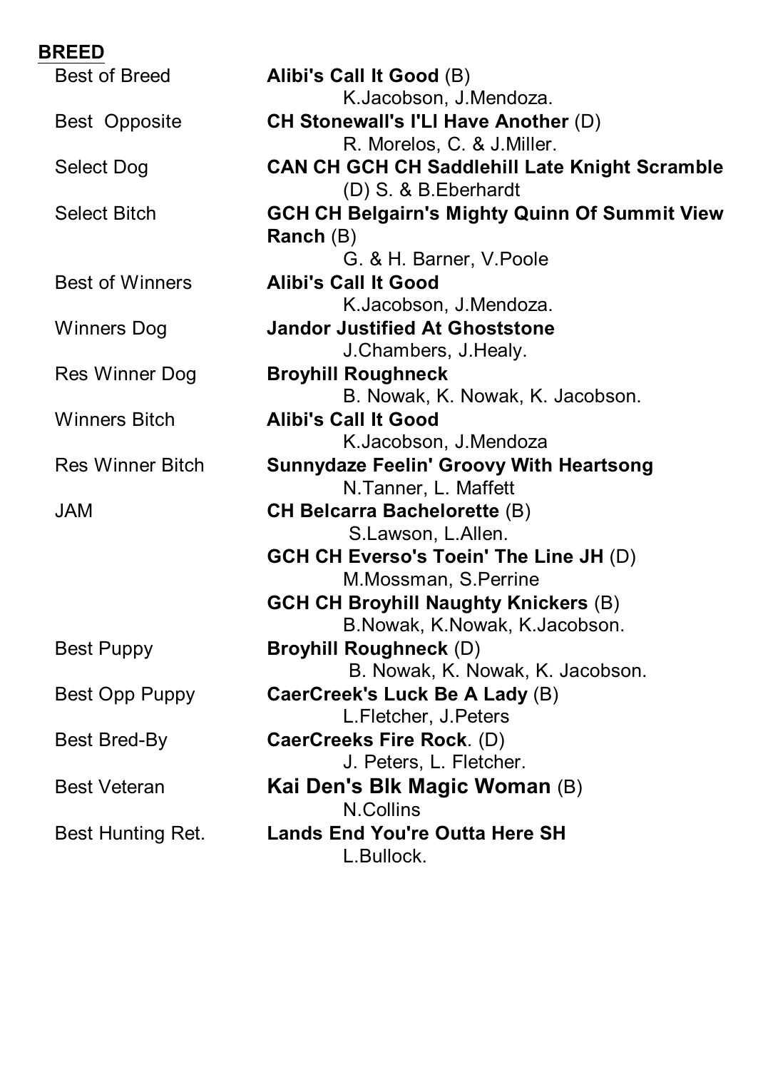## BREED

| | |
|---|---|
| Best of Breed | **Alibi's Call It Good** (B)<br>K.Jacobson, J.Mendoza. |
| Best Opposite | **CH Stonewall's I'Ll Have Another** (D)<br>R. Morelos, C. & J.Miller. |
| Select Dog | **CAN CH GCH CH Saddlehill Late Knight Scramble** (D) S. & B.Eberhardt |
| Select Bitch | **GCH CH Belgairn's Mighty Quinn Of Summit View Ranch** (B)<br>G. & H. Barner, V.Poole |
| Best of Winners | **Alibi's Call It Good**<br>K.Jacobson, J.Mendoza. |
| Winners Dog | **Jandor Justified At Ghoststone**<br>J.Chambers, J.Healy. |
| Res Winner Dog | **Broyhill Roughneck**<br>B. Nowak, K. Nowak, K. Jacobson. |
| Winners Bitch | **Alibi's Call It Good**<br>K.Jacobson, J.Mendoza |
| Res Winner Bitch | **Sunnydaze Feelin' Groovy With Heartsong**<br>N.Tanner, L. Maffett |
| JAM | **CH Belcarra Bachelorette** (B)<br>S.Lawson, L.Allen.<br>**GCH CH Everso's Toein' The Line JH** (D)<br>M.Mossman, S.Perrine<br>**GCH CH Broyhill Naughty Knickers** (B)<br>B.Nowak, K.Nowak, K.Jacobson. |
| Best Puppy | **Broyhill Roughneck** (D)<br>B. Nowak, K. Nowak, K. Jacobson. |
| Best Opp Puppy | **CaerCreek's Luck Be A Lady** (B)<br>L.Fletcher, J.Peters |
| Best Bred-By | **CaerCreeks Fire Rock**. (D)<br>J. Peters, L. Fletcher. |
| Best Veteran | **Kai Den's Blk Magic Woman** (B)<br>N.Collins |
| Best Hunting Ret. | **Lands End You're Outta Here SH**<br>L.Bullock. |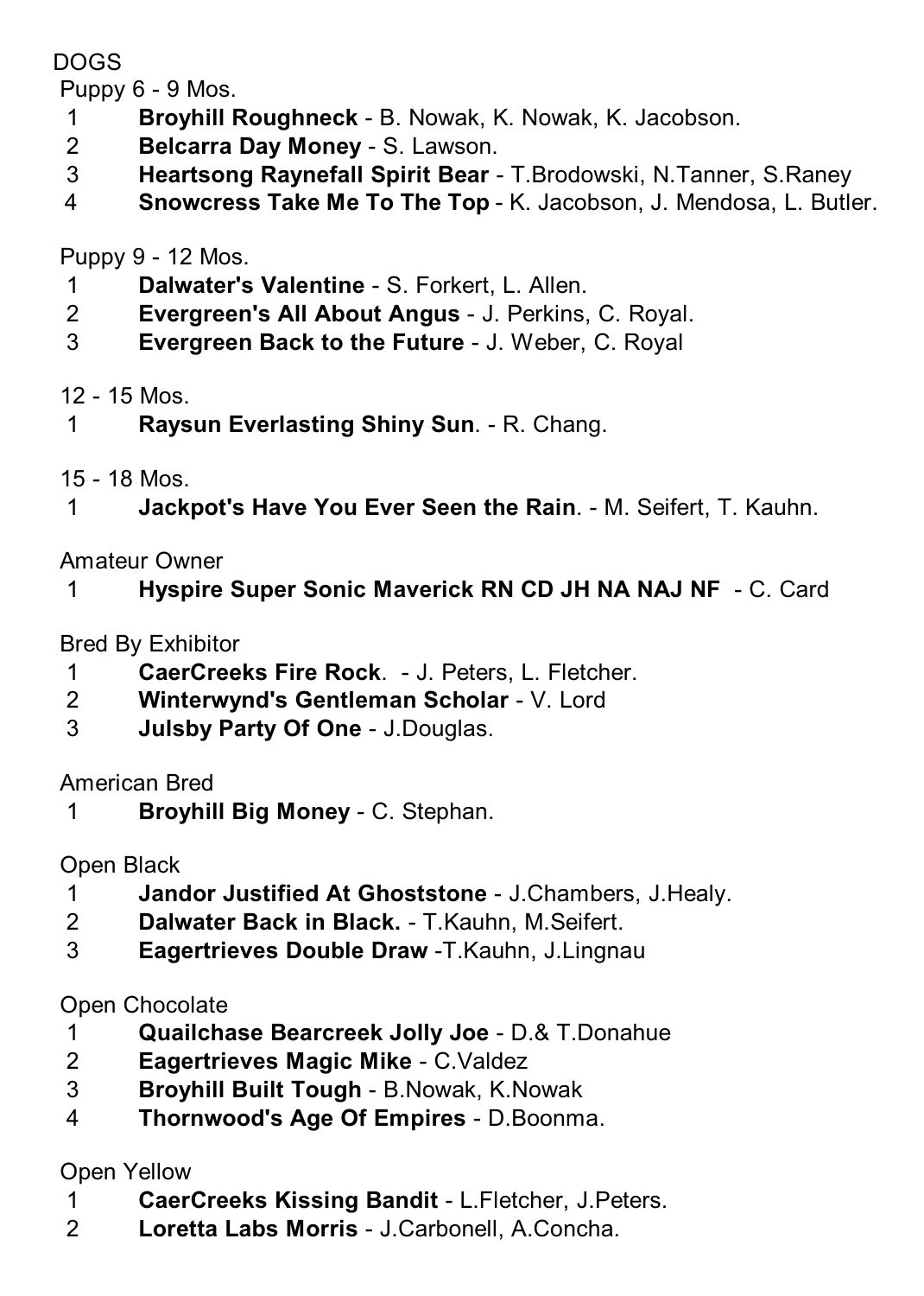DOGS

Puppy 6 - 9 Mos.

1 **Broyhill Roughneck** - B. Nowak, K. Nowak, K. Jacobson.
2 **Belcarra Day Money** - S. Lawson.
3 **Heartsong Raynefall Spirit Bear** - T.Brodowski, N.Tanner, S.Raney
4 **Snowcress Take Me To The Top** - K. Jacobson, J. Mendosa, L. Butler.

Puppy 9 - 12 Mos.

1 **Dalwater's Valentine** - S. Forkert, L. Allen.
2 **Evergreen's All About Angus** - J. Perkins, C. Royal.
3 **Evergreen Back to the Future** - J. Weber, C. Royal

12 - 15 Mos.

1 **Raysun Everlasting Shiny Sun**. - R. Chang.

15 - 18 Mos.

1 **Jackpot's Have You Ever Seen the Rain**. - M. Seifert, T. Kauhn.

Amateur Owner

1 **Hyspire Super Sonic Maverick RN CD JH NA NAJ NF** - C. Card

Bred By Exhibitor

1 **CaerCreeks Fire Rock**. - J. Peters, L. Fletcher.
2 **Winterwynd's Gentleman Scholar** - V. Lord
3 **Julsby Party Of One** - J.Douglas.

American Bred

1 **Broyhill Big Money** - C. Stephan.

Open Black

1 **Jandor Justified At Ghoststone** - J.Chambers, J.Healy.
2 **Dalwater Back in Black.** - T.Kauhn, M.Seifert.
3 **Eagertrieves Double Draw** -T.Kauhn, J.Lingnau

Open Chocolate

1 **Quailchase Bearcreek Jolly Joe** - D.& T.Donahue
2 **Eagertrieves Magic Mike** - C.Valdez
3 **Broyhill Built Tough** - B.Nowak, K.Nowak
4 **Thornwood's Age Of Empires** - D.Boonma.

Open Yellow

1 **CaerCreeks Kissing Bandit** - L.Fletcher, J.Peters.
2 **Loretta Labs Morris** - J.Carbonell, A.Concha.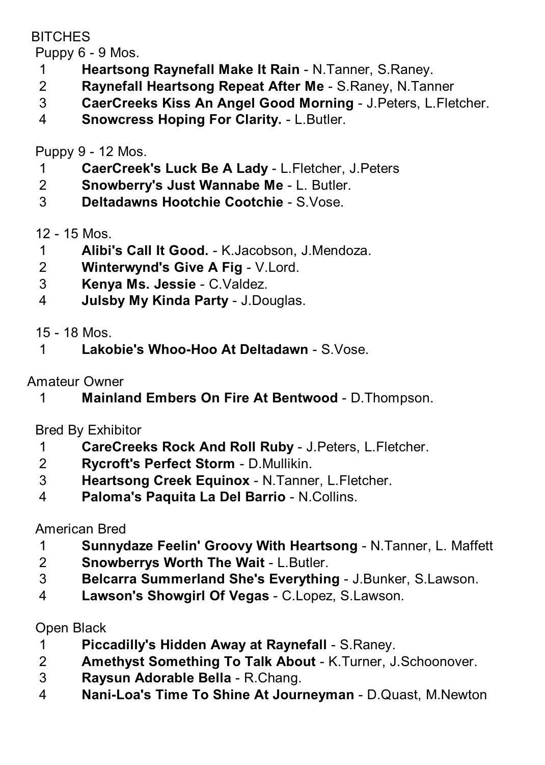BITCHES

Puppy 6 - 9 Mos.

1 **Heartsong Raynefall Make It Rain** - N.Tanner, S.Raney.
2 **Raynefall Heartsong Repeat After Me** - S.Raney, N.Tanner
3 **CaerCreeks Kiss An Angel Good Morning** - J.Peters, L.Fletcher.
4 **Snowcress Hoping For Clarity.** - L.Butler.

Puppy 9 - 12 Mos.

1 **CaerCreek's Luck Be A Lady** - L.Fletcher, J.Peters
2 **Snowberry's Just Wannabe Me** - L. Butler.
3 **Deltadawns Hootchie Cootchie** - S.Vose.

12 - 15 Mos.

1 **Alibi's Call It Good.** - K.Jacobson, J.Mendoza.
2 **Winterwynd's Give A Fig** - V.Lord.
3 **Kenya Ms. Jessie** - C.Valdez.
4 **Julsby My Kinda Party** - J.Douglas.

15 - 18 Mos.

1 **Lakobie's Whoo-Hoo At Deltadawn** - S.Vose.

Amateur Owner

1 **Mainland Embers On Fire At Bentwood** - D.Thompson.

Bred By Exhibitor

1 **CareCreeks Rock And Roll Ruby** - J.Peters, L.Fletcher.
2 **Rycroft's Perfect Storm** - D.Mullikin.
3 **Heartsong Creek Equinox** - N.Tanner, L.Fletcher.
4 **Paloma's Paquita La Del Barrio** - N.Collins.

American Bred

1 **Sunnydaze Feelin' Groovy With Heartsong** - N.Tanner, L. Maffett
2 **Snowberrys Worth The Wait** - L.Butler.
3 **Belcarra Summerland She's Everything** - J.Bunker, S.Lawson.
4 **Lawson's Showgirl Of Vegas** - C.Lopez, S.Lawson.

Open Black

1 **Piccadilly's Hidden Away at Raynefall** - S.Raney.
2 **Amethyst Something To Talk About** - K.Turner, J.Schoonover.
3 **Raysun Adorable Bella** - R.Chang.
4 **Nani-Loa's Time To Shine At Journeyman** - D.Quast, M.Newton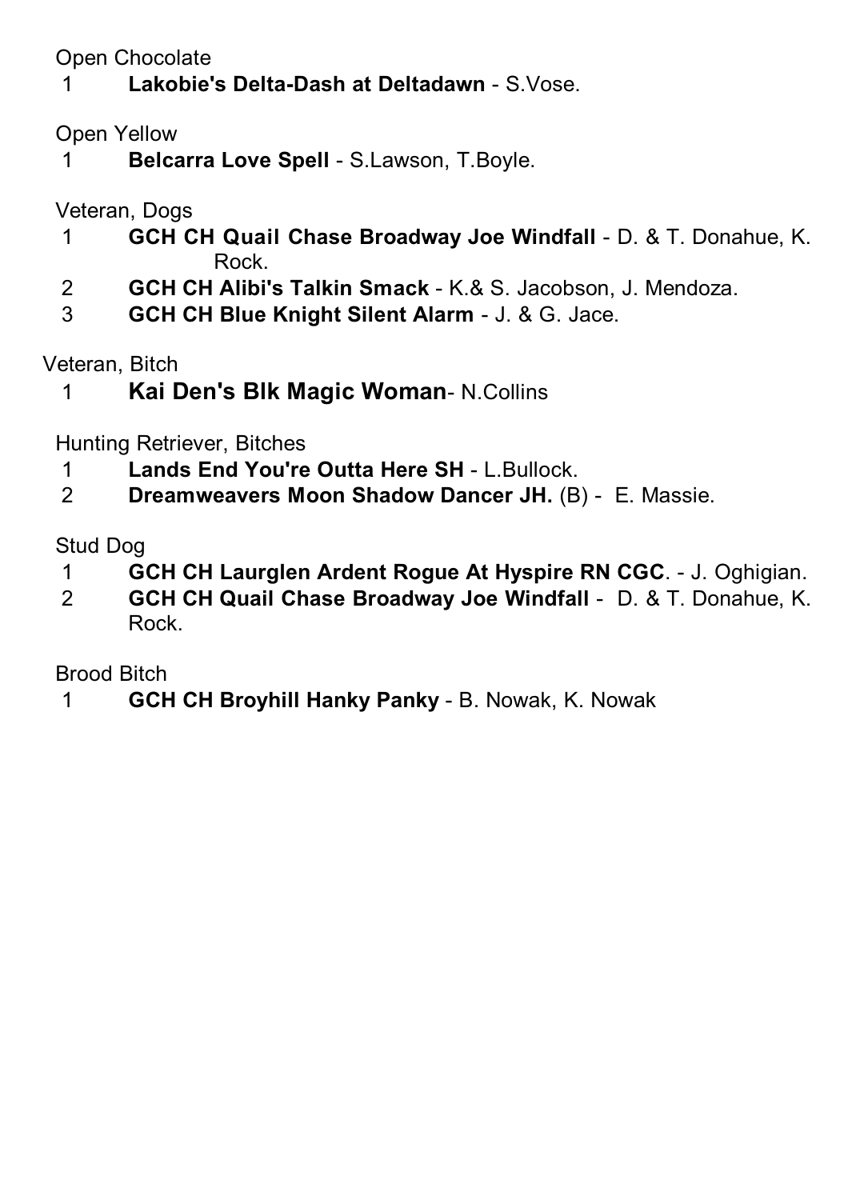Open Chocolate

1 **Lakobie's Delta-Dash at Deltadawn** - S.Vose.

Open Yellow

1 **Belcarra Love Spell** - S.Lawson, T.Boyle.

Veteran, Dogs

1 **GCH CH Quail Chase Broadway Joe Windfall** - D. & T. Donahue, K. Rock.
2 **GCH CH Alibi's Talkin Smack** - K.& S. Jacobson, J. Mendoza.
3 **GCH CH Blue Knight Silent Alarm** - J. & G. Jace.

Veteran, Bitch

1 **Kai Den's Blk Magic Woman**- N.Collins

Hunting Retriever, Bitches

1 **Lands End You're Outta Here SH** - L.Bullock.
2 **Dreamweavers Moon Shadow Dancer JH.** (B) - E. Massie.

Stud Dog

1 **GCH CH Laurglen Ardent Rogue At Hyspire RN CGC**. - J. Oghigian.
2 **GCH CH Quail Chase Broadway Joe Windfall** - D. & T. Donahue, K. Rock.

Brood Bitch

1 **GCH CH Broyhill Hanky Panky** - B. Nowak, K. Nowak